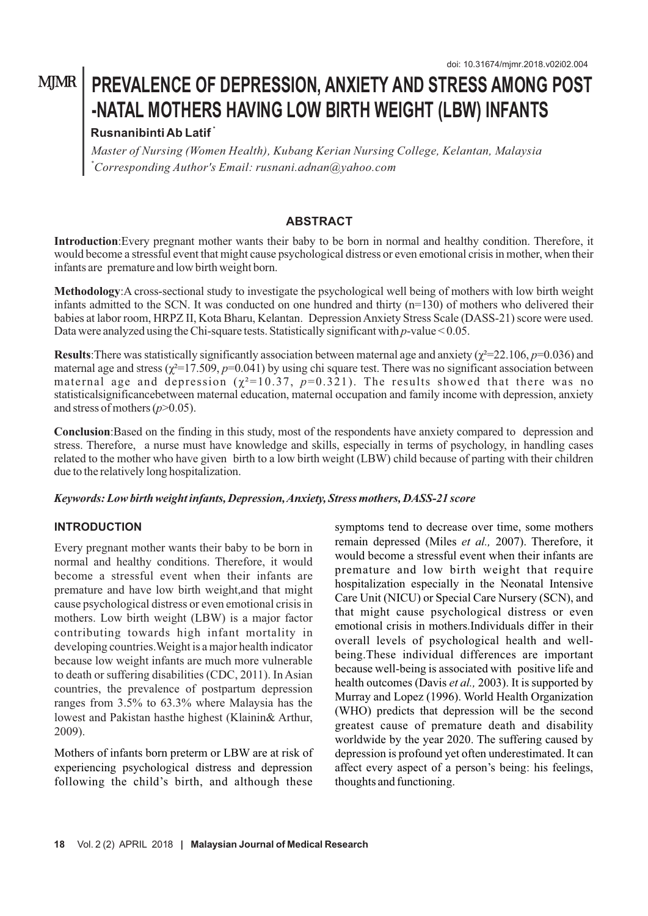doi: 10.31674/mjmr.2018.v02i02.004

# PREVALENCE OF DEPRESSION, ANXIETY AND STRESS AMONG POST -NATAL MOTHERS HAVING LOW BIRTH WEIGHT (LBW) INFANTS

**Rusnanibinti Ab Latif** [*]

*Master of Nursing (Women Health), Kubang Kerian Nursing College, Kelantan, Malaysia*
*[*]Corresponding Author's Email: rusnani.adnan@yahoo.com*

## ABSTRACT

**Introduction**:Every pregnant mother wants their baby to be born in normal and healthy condition. Therefore, it would become a stressful event that might cause psychological distress or even emotional crisis in mother, when their infants are premature and low birth weight born.

**Methodology**:A cross-sectional study to investigate the psychological well being of mothers with low birth weight infants admitted to the SCN. It was conducted on one hundred and thirty (n=130) of mothers who delivered their babies at labor room, HRPZ II, Kota Bharu, Kelantan. Depression Anxiety Stress Scale (DASS-21) score were used. Data were analyzed using the Chi-square tests. Statistically significant with *p*-value < 0.05.

**Results**:There was statistically significantly association between maternal age and anxiety ($\chi^2$=22.106, *p*=0.036) and maternal age and stress ($\chi^2$=17.509, *p*=0.041) by using chi square test. There was no significant association between maternal age and depression ($\chi^2$=10.37, *p*=0.321). The results showed that there was no statisticalsignificancebetween maternal education, maternal occupation and family income with depression, anxiety and stress of mothers (*p*>0.05).

**Conclusion**:Based on the finding in this study, most of the respondents have anxiety compared to depression and stress. Therefore, a nurse must have knowledge and skills, especially in terms of psychology, in handling cases related to the mother who have given birth to a low birth weight (LBW) child because of parting with their children due to the relatively long hospitalization.

***Keywords: Low birth weight infants, Depression, Anxiety, Stress mothers, DASS-21 score***

## INTRODUCTION

Every pregnant mother wants their baby to be born in normal and healthy conditions. Therefore, it would become a stressful event when their infants are premature and have low birth weight,and that might cause psychological distress or even emotional crisis in mothers. Low birth weight (LBW) is a major factor contributing towards high infant mortality in developing countries.Weight is a major health indicator because low weight infants are much more vulnerable to death or suffering disabilities (CDC, 2011). In Asian countries, the prevalence of postpartum depression ranges from 3.5% to 63.3% where Malaysia has the lowest and Pakistan hasthe highest (Klainin& Arthur, 2009).

Mothers of infants born preterm or LBW are at risk of experiencing psychological distress and depression following the child's birth, and although these symptoms tend to decrease over time, some mothers remain depressed (Miles *et al.,* 2007). Therefore, it would become a stressful event when their infants are premature and low birth weight that require hospitalization especially in the Neonatal Intensive Care Unit (NICU) or Special Care Nursery (SCN), and that might cause psychological distress or even emotional crisis in mothers.Individuals differ in their overall levels of psychological health and well-being.These individual differences are important because well-being is associated with positive life and health outcomes (Davis *et al.,* 2003). It is supported by Murray and Lopez (1996). World Health Organization (WHO) predicts that depression will be the second greatest cause of premature death and disability worldwide by the year 2020. The suffering caused by depression is profound yet often underestimated. It can affect every aspect of a person's being: his feelings, thoughts and functioning.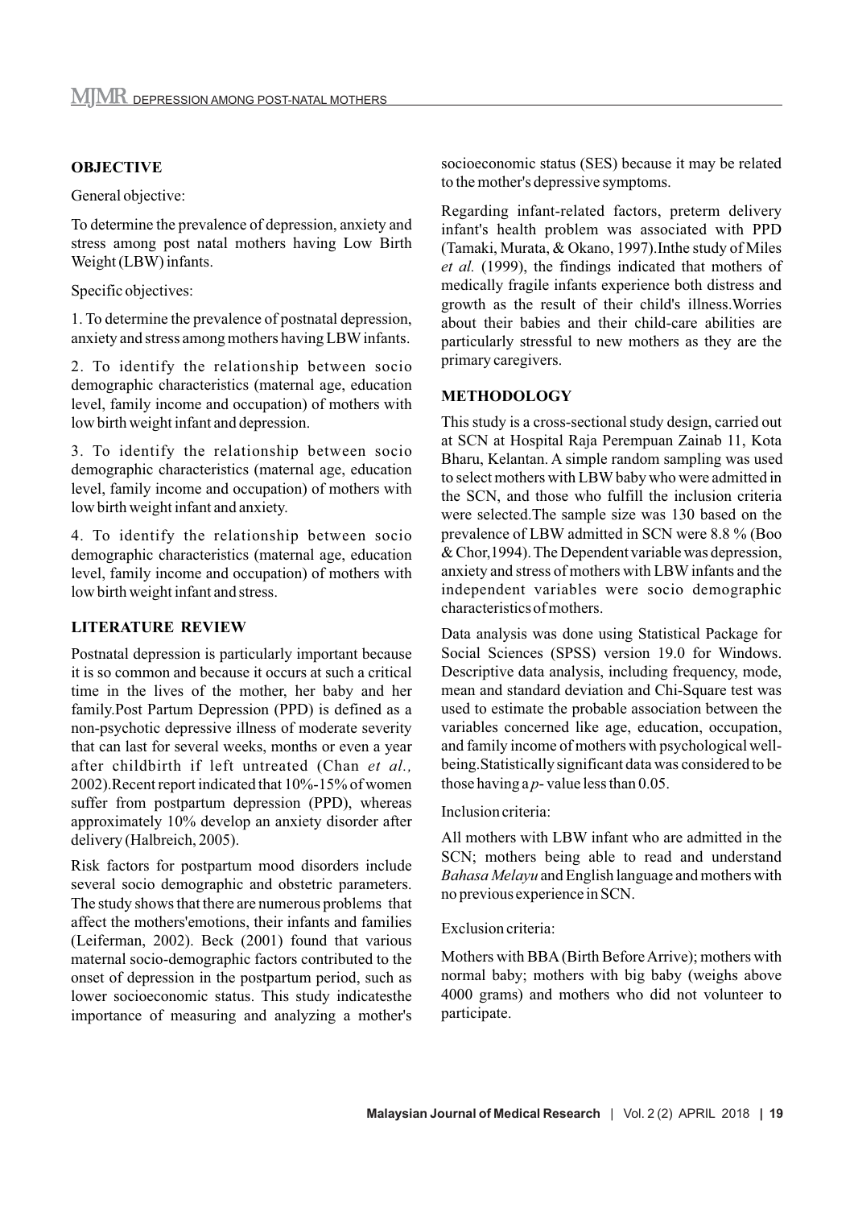## OBJECTIVE

General objective:

To determine the prevalence of depression, anxiety and stress among post natal mothers having Low Birth Weight (LBW) infants.

Specific objectives:

1. To determine the prevalence of postnatal depression, anxiety and stress among mothers having LBW infants.

2. To identify the relationship between socio demographic characteristics (maternal age, education level, family income and occupation) of mothers with low birth weight infant and depression.

3. To identify the relationship between socio demographic characteristics (maternal age, education level, family income and occupation) of mothers with low birth weight infant and anxiety.

4. To identify the relationship between socio demographic characteristics (maternal age, education level, family income and occupation) of mothers with low birth weight infant and stress.

## LITERATURE REVIEW

Postnatal depression is particularly important because it is so common and because it occurs at such a critical time in the lives of the mother, her baby and her family.Post Partum Depression (PPD) is defined as a non-psychotic depressive illness of moderate severity that can last for several weeks, months or even a year after childbirth if left untreated (Chan *et al.,* 2002).Recent report indicated that 10%-15% of women suffer from postpartum depression (PPD), whereas approximately 10% develop an anxiety disorder after delivery (Halbreich, 2005).

Risk factors for postpartum mood disorders include several socio demographic and obstetric parameters. The study shows that there are numerous problems that affect the mothers'emotions, their infants and families (Leiferman, 2002). Beck (2001) found that various maternal socio-demographic factors contributed to the onset of depression in the postpartum period, such as lower socioeconomic status. This study indicatesthe importance of measuring and analyzing a mother's socioeconomic status (SES) because it may be related to the mother's depressive symptoms.

Regarding infant-related factors, preterm delivery infant's health problem was associated with PPD (Tamaki, Murata, & Okano, 1997).Inthe study of Miles *et al.* (1999), the findings indicated that mothers of medically fragile infants experience both distress and growth as the result of their child's illness.Worries about their babies and their child-care abilities are particularly stressful to new mothers as they are the primary caregivers.

## METHODOLOGY

This study is a cross-sectional study design, carried out at SCN at Hospital Raja Perempuan Zainab 11, Kota Bharu, Kelantan. A simple random sampling was used to select mothers with LBW baby who were admitted in the SCN, and those who fulfill the inclusion criteria were selected.The sample size was 130 based on the prevalence of LBW admitted in SCN were 8.8 % (Boo & Chor,1994). The Dependent variable was depression, anxiety and stress of mothers with LBW infants and the independent variables were socio demographic characteristics of mothers.

Data analysis was done using Statistical Package for Social Sciences (SPSS) version 19.0 for Windows. Descriptive data analysis, including frequency, mode, mean and standard deviation and Chi-Square test was used to estimate the probable association between the variables concerned like age, education, occupation, and family income of mothers with psychological well-being.Statistically significant data was considered to be those having a *p*- value less than 0.05.

Inclusion criteria:

All mothers with LBW infant who are admitted in the SCN; mothers being able to read and understand *Bahasa Melayu* and English language and mothers with no previous experience in SCN.

Exclusion criteria:

Mothers with BBA (Birth Before Arrive); mothers with normal baby; mothers with big baby (weighs above 4000 grams) and mothers who did not volunteer to participate.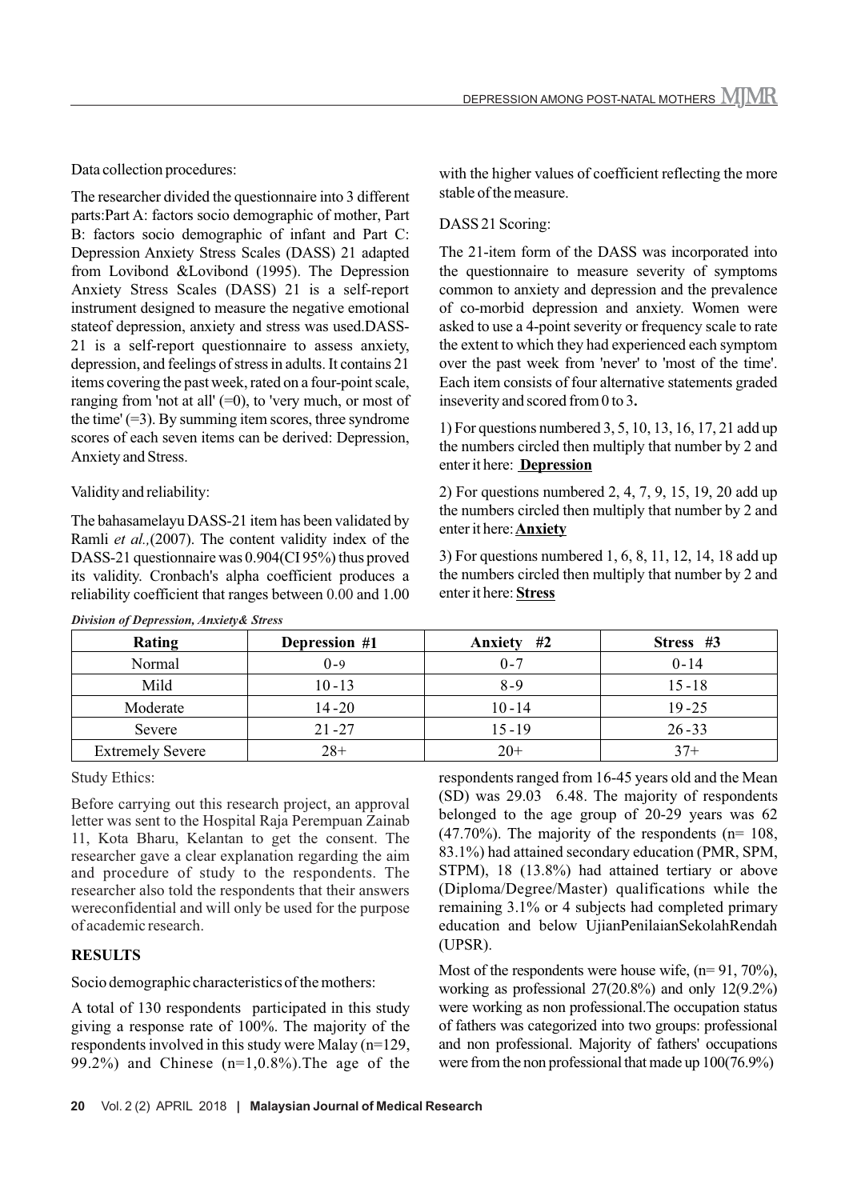Data collection procedures:

The researcher divided the questionnaire into 3 different parts:Part A: factors socio demographic of mother, Part B: factors socio demographic of infant and Part C: Depression Anxiety Stress Scales (DASS) 21 adapted from Lovibond &Lovibond (1995). The Depression Anxiety Stress Scales (DASS) 21 is a self-report instrument designed to measure the negative emotional stateof depression, anxiety and stress was used.DASS-21 is a self-report questionnaire to assess anxiety, depression, and feelings of stress in adults. It contains 21 items covering the past week, rated on a four-point scale, ranging from 'not at all' (=0), to 'very much, or most of the time' (=3). By summing item scores, three syndrome scores of each seven items can be derived: Depression, Anxiety and Stress.

Validity and reliability:

The bahasamelayu DASS-21 item has been validated by Ramli *et al.,*(2007). The content validity index of the DASS-21 questionnaire was 0.904(CI 95%) thus proved its validity. Cronbach's alpha coefficient produces a reliability coefficient that ranges between 0.00 and 1.00 with the higher values of coefficient reflecting the more stable of the measure.

DASS 21 Scoring:

The 21-item form of the DASS was incorporated into the questionnaire to measure severity of symptoms common to anxiety and depression and the prevalence of co-morbid depression and anxiety. Women were asked to use a 4-point severity or frequency scale to rate the extent to which they had experienced each symptom over the past week from 'never' to 'most of the time'. Each item consists of four alternative statements graded inseverity and scored from 0 to 3**.**

1) For questions numbered 3, 5, 10, 13, 16, 17, 21 add up the numbers circled then multiply that number by 2 and enter it here: **Depression**

2) For questions numbered 2, 4, 7, 9, 15, 19, 20 add up the numbers circled then multiply that number by 2 and enter it here: **Anxiety**

3) For questions numbered 1, 6, 8, 11, 12, 14, 18 add up the numbers circled then multiply that number by 2 and enter it here: **Stress**

***Division of Depression, Anxiety& Stress***

| Rating | Depression #1 | Anxiety #2 | Stress #3 |
|---|---|---|---|
| Normal | 0-9 | 0-7 | 0-14 |
| Mild | 10-13 | 8-9 | 15-18 |
| Moderate | 14-20 | 10-14 | 19-25 |
| Severe | 21-27 | 15-19 | 26-33 |
| Extremely Severe | 28+ | 20+ | 37+ |

Study Ethics:

Before carrying out this research project, an approval letter was sent to the Hospital Raja Perempuan Zainab 11, Kota Bharu, Kelantan to get the consent. The researcher gave a clear explanation regarding the aim and procedure of study to the respondents. The researcher also told the respondents that their answers wereconfidential and will only be used for the purpose of academic research.

## RESULTS

Socio demographic characteristics of the mothers:

A total of 130 respondents participated in this study giving a response rate of 100%. The majority of the respondents involved in this study were Malay (n=129, 99.2%) and Chinese (n=1,0.8%).The age of the respondents ranged from 16-45 years old and the Mean (SD) was 29.03 6.48. The majority of respondents belonged to the age group of 20-29 years was 62 (47.70%). The majority of the respondents (n= 108, 83.1%) had attained secondary education (PMR, SPM, STPM), 18 (13.8%) had attained tertiary or above (Diploma/Degree/Master) qualifications while the remaining 3.1% or 4 subjects had completed primary education and below UjianPenilaianSekolahRendah (UPSR).

Most of the respondents were house wife, (n= 91, 70%), working as professional 27(20.8%) and only 12(9.2%) were working as non professional.The occupation status of fathers was categorized into two groups: professional and non professional. Majority of fathers' occupations were from the non professional that made up 100(76.9%)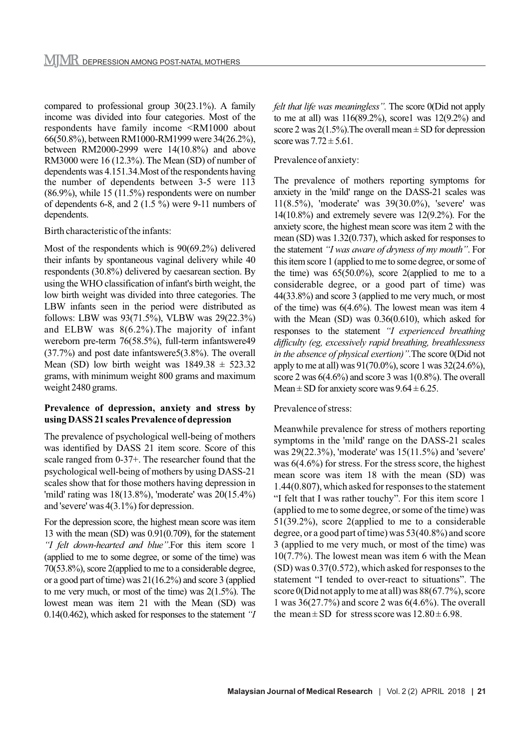compared to professional group 30(23.1%). A family income was divided into four categories. Most of the respondents have family income <RM1000 about 66(50.8%), between RM1000-RM1999 were 34(26.2%), between RM2000-2999 were 14(10.8%) and above RM3000 were 16 (12.3%). The Mean (SD) of number of dependents was 4.151.34.Most of the respondents having the number of dependents between 3-5 were 113 (86.9%), while 15 (11.5%) respondents were on number of dependents 6-8, and 2 (1.5 %) were 9-11 numbers of dependents.

Birth characteristic of the infants:

Most of the respondents which is 90(69.2%) delivered their infants by spontaneous vaginal delivery while 40 respondents (30.8%) delivered by caesarean section. By using the WHO classification of infant's birth weight, the low birth weight was divided into three categories. The LBW infants seen in the period were distributed as follows: LBW was 93(71.5%), VLBW was 29(22.3%) and ELBW was 8(6.2%).The majority of infant wereborn pre-term 76(58.5%), full-term infantswere49 (37.7%) and post date infantswere5(3.8%). The overall Mean (SD) low birth weight was 1849.38 ± 523.32 grams, with minimum weight 800 grams and maximum weight 2480 grams.

**Prevalence of depression, anxiety and stress by using DASS 21 scales Prevalence of depression**

The prevalence of psychological well-being of mothers was identified by DASS 21 item score. Score of this scale ranged from 0-37+. The researcher found that the psychological well-being of mothers by using DASS-21 scales show that for those mothers having depression in 'mild' rating was 18(13.8%), 'moderate' was 20(15.4%) and 'severe' was 4(3.1%) for depression.

For the depression score, the highest mean score was item 13 with the mean (SD) was 0.91(0.709), for the statement *"I felt down-hearted and blue"*.For this item score 1 (applied to me to some degree, or some of the time) was 70(53.8%), score 2(applied to me to a considerable degree, or a good part of time) was 21(16.2%) and score 3 (applied to me very much, or most of the time) was 2(1.5%). The lowest mean was item 21 with the Mean (SD) was 0.14(0.462), which asked for responses to the statement *"I felt that life was meaningless"*. The score 0(Did not apply to me at all) was 116(89.2%), score1 was 12(9.2%) and score 2 was 2(1.5%).The overall mean ± SD for depression score was 7.72 ± 5.61.

Prevalence of anxiety:

The prevalence of mothers reporting symptoms for anxiety in the 'mild' range on the DASS-21 scales was 11(8.5%), 'moderate' was 39(30.0%), 'severe' was 14(10.8%) and extremely severe was 12(9.2%). For the anxiety score, the highest mean score was item 2 with the mean (SD) was 1.32(0.737), which asked for responses to the statement *"I was aware of dryness of my mouth"*. For this item score 1 (applied to me to some degree, or some of the time) was 65(50.0%), score 2(applied to me to a considerable degree, or a good part of time) was 44(33.8%) and score 3 (applied to me very much, or most of the time) was 6(4.6%). The lowest mean was item 4 with the Mean (SD) was 0.36(0.610), which asked for responses to the statement *"I experienced breathing difficulty (eg, excessively rapid breathing, breathlessness in the absence of physical exertion)"*.The score 0(Did not apply to me at all) was 91(70.0%), score 1 was 32(24.6%), score 2 was 6(4.6%) and score 3 was 1(0.8%). The overall Mean ± SD for anxiety score was 9.64 ± 6.25.

Prevalence of stress:

Meanwhile prevalence for stress of mothers reporting symptoms in the 'mild' range on the DASS-21 scales was 29(22.3%), 'moderate' was 15(11.5%) and 'severe' was 6(4.6%) for stress. For the stress score, the highest mean score was item 18 with the mean (SD) was 1.44(0.807), which asked for responses to the statement "I felt that I was rather touchy". For this item score 1 (applied to me to some degree, or some of the time) was 51(39.2%), score 2(applied to me to a considerable degree, or a good part of time) was 53(40.8%) and score 3 (applied to me very much, or most of the time) was 10(7.7%). The lowest mean was item 6 with the Mean (SD) was 0.37(0.572), which asked for responses to the statement "I tended to over-react to situations". The score 0(Did not apply to me at all) was 88(67.7%), score 1 was 36(27.7%) and score 2 was 6(4.6%). The overall the mean ± SD for stress score was 12.80 ± 6.98.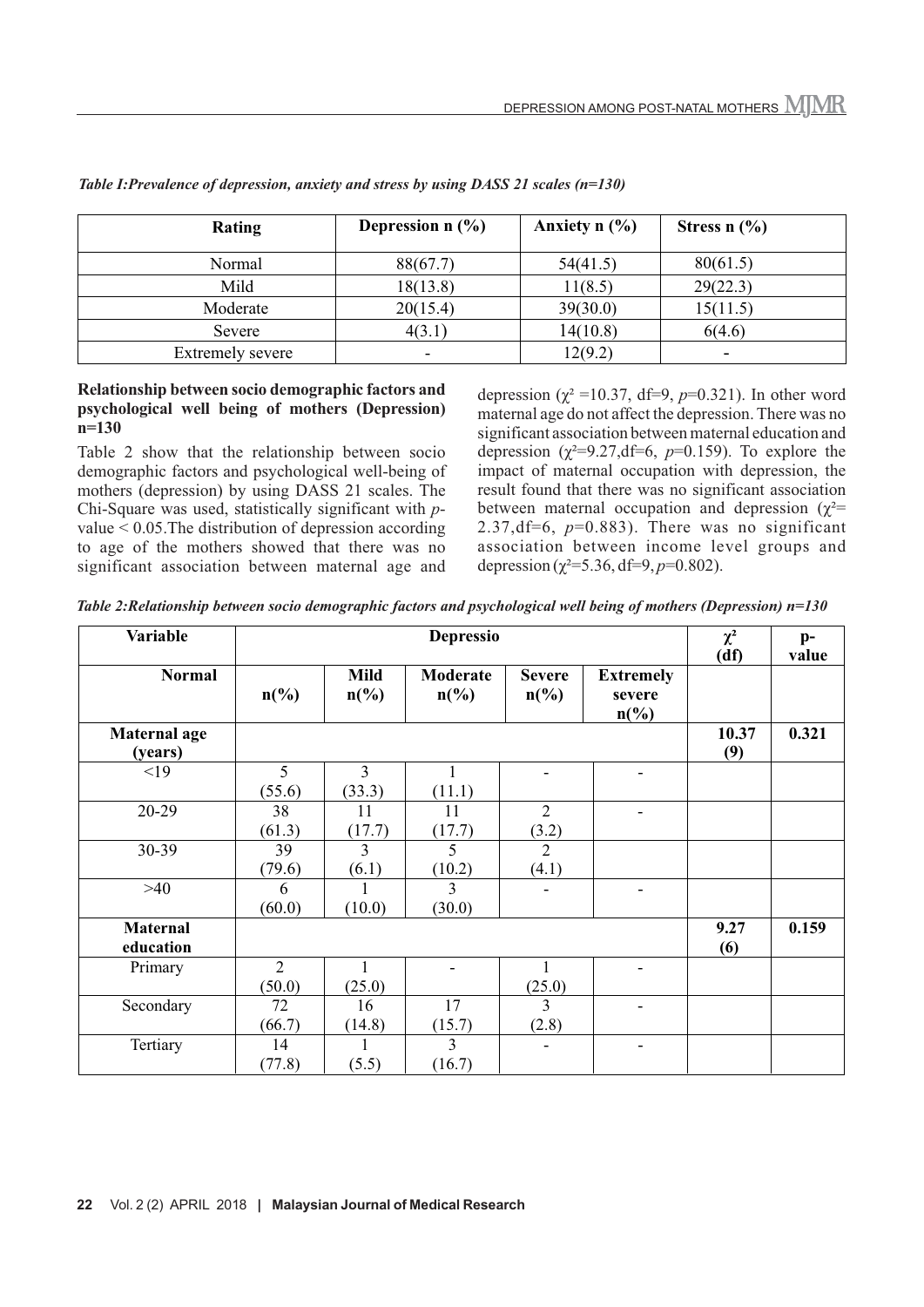*Table I:Prevalence of depression, anxiety and stress by using DASS 21 scales (n=130)*

| Rating | Depression n (%) | Anxiety n (%) | Stress n (%) |
|---|---|---|---|
| Normal | 88(67.7) | 54(41.5) | 80(61.5) |
| Mild | 18(13.8) | 11(8.5) | 29(22.3) |
| Moderate | 20(15.4) | 39(30.0) | 15(11.5) |
| Severe | 4(3.1) | 14(10.8) | 6(4.6) |
| Extremely severe | - | 12(9.2) | - |

**Relationship between socio demographic factors and psychological well being of mothers (Depression) n=130**

Table 2 show that the relationship between socio demographic factors and psychological well-being of mothers (depression) by using DASS 21 scales. The Chi-Square was used, statistically significant with *p*-value < 0.05.The distribution of depression according to age of the mothers showed that there was no significant association between maternal age and depression ($\chi^2$ =10.37, df=9, *p*=0.321). In other word maternal age do not affect the depression. There was no significant association between maternal education and depression ($\chi^2$=9.27,df=6, *p*=0.159). To explore the impact of maternal occupation with depression, the result found that there was no significant association between maternal occupation and depression ($\chi^2$= 2.37,df=6, *p*=0.883). There was no significant association between income level groups and depression ($\chi^2$=5.36, df=9, *p*=0.802).

*Table 2:Relationship between socio demographic factors and psychological well being of mothers (Depression) n=130*

| Variable | Depressio | | | | | $\chi^2$ (df) | p-value |
|---|---|---|---|---|---|---|---|
| **Normal** | **n(%)** | **Mild n(%)** | **Moderate n(%)** | **Severe n(%)** | **Extremely severe n(%)** | | |
| **Maternal age (years)** | | | | | | **10.37 (9)** | **0.321** |
| <19 | 5 (55.6) | 3 (33.3) | 1 (11.1) | - | - | | |
| 20-29 | 38 (61.3) | 11 (17.7) | 11 (17.7) | 2 (3.2) | - | | |
| 30-39 | 39 (79.6) | 3 (6.1) | 5 (10.2) | 2 (4.1) | | | |
| >40 | 6 (60.0) | 1 (10.0) | 3 (30.0) | - | - | | |
| **Maternal education** | | | | | | **9.27 (6)** | **0.159** |
| Primary | 2 (50.0) | 1 (25.0) | - | 1 (25.0) | - | | |
| Secondary | 72 (66.7) | 16 (14.8) | 17 (15.7) | 3 (2.8) | - | | |
| Tertiary | 14 (77.8) | 1 (5.5) | 3 (16.7) | - | - | | |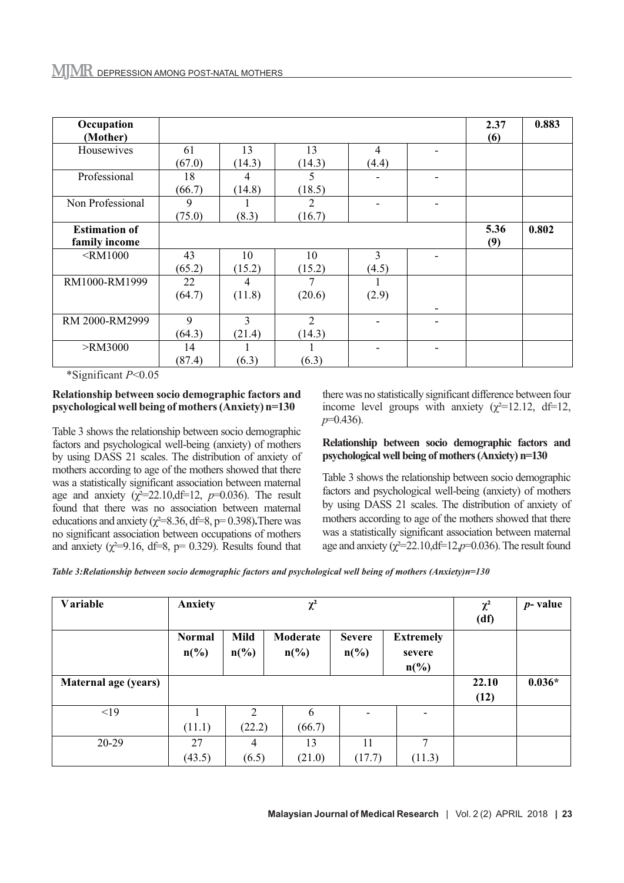| Occupation (Mother) | | | | | | 2.37 (6) | 0.883 |
|---|---|---|---|---|---|---|---|
| Housewives | 61 (67.0) | 13 (14.3) | 13 (14.3) | 4 (4.4) | - | | |
| Professional | 18 (66.7) | 4 (14.8) | 5 (18.5) | - | - | | |
| Non Professional | 9 (75.0) | 1 (8.3) | 2 (16.7) | - | - | | |
| **Estimation of family income** | | | | | | **5.36 (9)** | **0.802** |
| <RM1000 | 43 (65.2) | 10 (15.2) | 10 (15.2) | 3 (4.5) | - | | |
| RM1000-RM1999 | 22 (64.7) | 4 (11.8) | 7 (20.6) | 1 (2.9) | - | | |
| RM 2000-RM2999 | 9 (64.3) | 3 (21.4) | 2 (14.3) | - | - | | |
| >RM3000 | 14 (87.4) | 1 (6.3) | 1 (6.3) | - | - | | |

*Significant $P<0.05$

**Relationship between socio demographic factors and psychological well being of mothers (Anxiety) n=130**

Table 3 shows the relationship between socio demographic factors and psychological well-being (anxiety) of mothers by using DASS 21 scales. The distribution of anxiety of mothers according to age of the mothers showed that there was a statistically significant association between maternal age and anxiety ($\chi^2$=22.10,df=12, $p$=0.036). The result found that there was no association between maternal educations and anxiety ($\chi^2$=8.36, df=8, p= 0.398)**.** There was no significant association between occupations of mothers and anxiety ($\chi^2$=9.16, df=8, p= 0.329). Results found that there was no statistically significant difference between four income level groups with anxiety ($\chi^2$=12.12, df=12, $p$=0.436).

**Relationship between socio demographic factors and psychological well being of mothers (Anxiety) n=130**

Table 3 shows the relationship between socio demographic factors and psychological well-being (anxiety) of mothers by using DASS 21 scales. The distribution of anxiety of mothers according to age of the mothers showed that there was a statistically significant association between maternal age and anxiety ($\chi^2$=22.10,df=12,$p$=0.036). The result found

*Table 3:Relationship between socio demographic factors and psychological well being of mothers (Anxiety)n=130*

| Variable | Anxiety | | $\chi^2$ | | | $\chi^2$ (df) | *p*- value |
|---|---|---|---|---|---|---|---|
| | **Normal n(%)** | **Mild n(%)** | **Moderate n(%)** | **Severe n(%)** | **Extremely severe n(%)** | | |
| **Maternal age (years)** | | | | | | **22.10 (12)** | **0.036*** |
| <19 | 1 (11.1) | 2 (22.2) | 6 (66.7) | - | - | | |
| 20-29 | 27 (43.5) | 4 (6.5) | 13 (21.0) | 11 (17.7) | 7 (11.3) | | |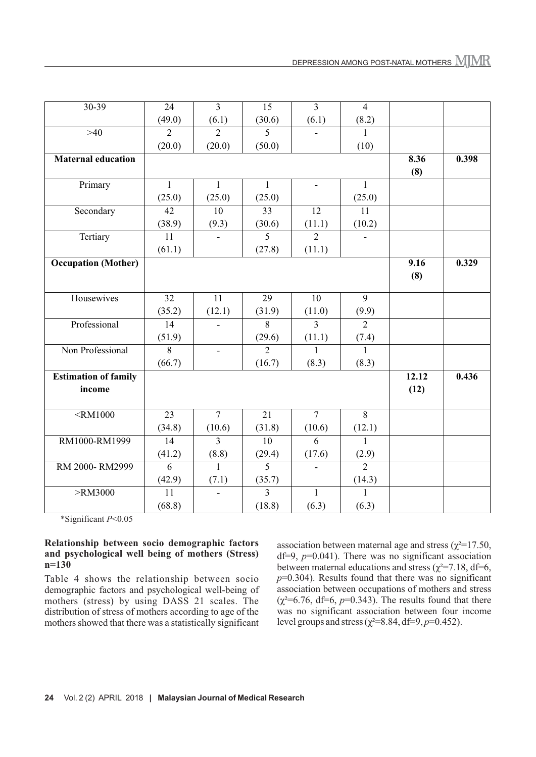| | | | | | | | |
|---|---|---|---|---|---|---|---|
| 30-39 | 24 (49.0) | 3 (6.1) | 15 (30.6) | 3 (6.1) | 4 (8.2) | | |
| >40 | 2 (20.0) | 2 (20.0) | 5 (50.0) | - | 1 (10) | | |
| **Maternal education** | | | | | | **8.36 (8)** | **0.398** |
| Primary | 1 (25.0) | 1 (25.0) | 1 (25.0) | - | 1 (25.0) | | |
| Secondary | 42 (38.9) | 10 (9.3) | 33 (30.6) | 12 (11.1) | 11 (10.2) | | |
| Tertiary | 11 (61.1) | - | 5 (27.8) | 2 (11.1) | - | | |
| **Occupation (Mother)** | | | | | | **9.16 (8)** | **0.329** |
| Housewives | 32 (35.2) | 11 (12.1) | 29 (31.9) | 10 (11.0) | 9 (9.9) | | |
| Professional | 14 (51.9) | - | 8 (29.6) | 3 (11.1) | 2 (7.4) | | |
| Non Professional | 8 (66.7) | - | 2 (16.7) | 1 (8.3) | 1 (8.3) | | |
| **Estimation of family income** | | | | | | **12.12 (12)** | **0.436** |
| <RM1000 | 23 (34.8) | 7 (10.6) | 21 (31.8) | 7 (10.6) | 8 (12.1) | | |
| RM1000-RM1999 | 14 (41.2) | 3 (8.8) | 10 (29.4) | 6 (17.6) | 1 (2.9) | | |
| RM 2000- RM2999 | 6 (42.9) | 1 (7.1) | 5 (35.7) | - | 2 (14.3) | | |
| >RM3000 | 11 (68.8) | - | 3 (18.8) | 1 (6.3) | 1 (6.3) | | |

*Significant $P<0.05$

**Relationship between socio demographic factors and psychological well being of mothers (Stress) n=130**

Table 4 shows the relationship between socio demographic factors and psychological well-being of mothers (stress) by using DASS 21 scales. The distribution of stress of mothers according to age of the mothers showed that there was a statistically significant association between maternal age and stress ($\chi^2$=17.50, df=9, $p$=0.041). There was no significant association between maternal educations and stress ($\chi^2$=7.18, df=6, $p$=0.304). Results found that there was no significant association between occupations of mothers and stress ($\chi^2$=6.76, df=6, $p$=0.343). The results found that there was no significant association between four income level groups and stress ($\chi^2$=8.84, df=9, $p$=0.452).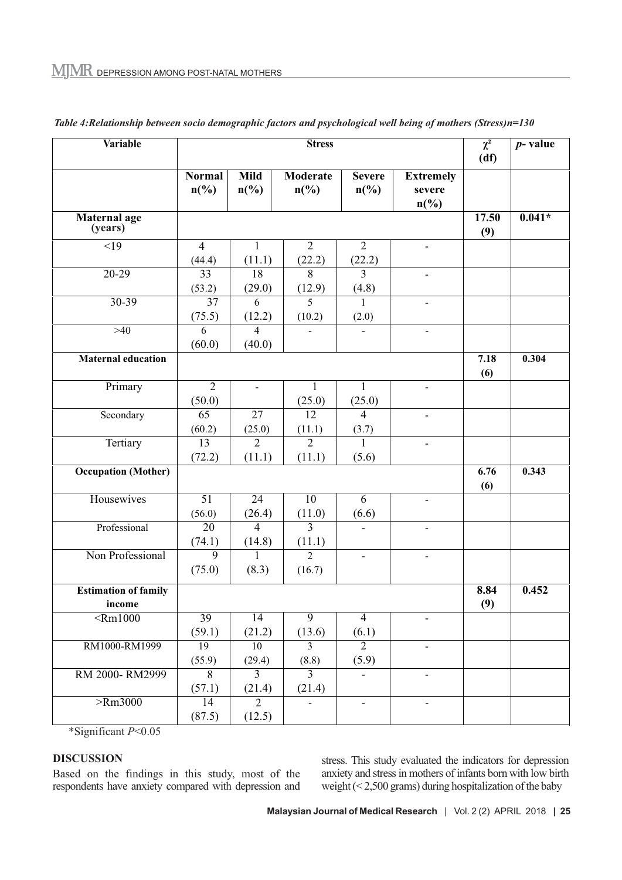*Table 4:Relationship between socio demographic factors and psychological well being of mothers (Stress)n=130*

| Variable | Stress | | | | | $\chi^2$ (df) | *p*- value |
|---|---|---|---|---|---|---|---|
| | Normal n(%) | Mild n(%) | Moderate n(%) | Severe n(%) | Extremely severe n(%) | | |
| **Maternal age (years)** | | | | | | **17.50 (9)** | **0.041*** |
| <19 | 4 (44.4) | 1 (11.1) | 2 (22.2) | 2 (22.2) | - | | |
| 20-29 | 33 (53.2) | 18 (29.0) | 8 (12.9) | 3 (4.8) | - | | |
| 30-39 | 37 (75.5) | 6 (12.2) | 5 (10.2) | 1 (2.0) | - | | |
| >40 | 6 (60.0) | 4 (40.0) | - | - | - | | |
| **Maternal education** | | | | | | **7.18 (6)** | **0.304** |
| Primary | 2 (50.0) | - | 1 (25.0) | 1 (25.0) | - | | |
| Secondary | 65 (60.2) | 27 (25.0) | 12 (11.1) | 4 (3.7) | - | | |
| Tertiary | 13 (72.2) | 2 (11.1) | 2 (11.1) | 1 (5.6) | - | | |
| **Occupation (Mother)** | | | | | | **6.76 (6)** | **0.343** |
| Housewives | 51 (56.0) | 24 (26.4) | 10 (11.0) | 6 (6.6) | - | | |
| Professional | 20 (74.1) | 4 (14.8) | 3 (11.1) | - | - | | |
| Non Professional | 9 (75.0) | 1 (8.3) | 2 (16.7) | - | - | | |
| **Estimation of family income** | | | | | | **8.84 (9)** | **0.452** |
| <Rm1000 | 39 (59.1) | 14 (21.2) | 9 (13.6) | 4 (6.1) | - | | |
| RM1000-RM1999 | 19 (55.9) | 10 (29.4) | 3 (8.8) | 2 (5.9) | - | | |
| RM 2000- RM2999 | 8 (57.1) | 3 (21.4) | 3 (21.4) | - | - | | |
| >Rm3000 | 14 (87.5) | 2 (12.5) | - | - | - | | |

*Significant $P<0.05$

## DISCUSSION

Based on the findings in this study, most of the respondents have anxiety compared with depression and stress. This study evaluated the indicators for depression anxiety and stress in mothers of infants born with low birth weight (< 2,500 grams) during hospitalization of the baby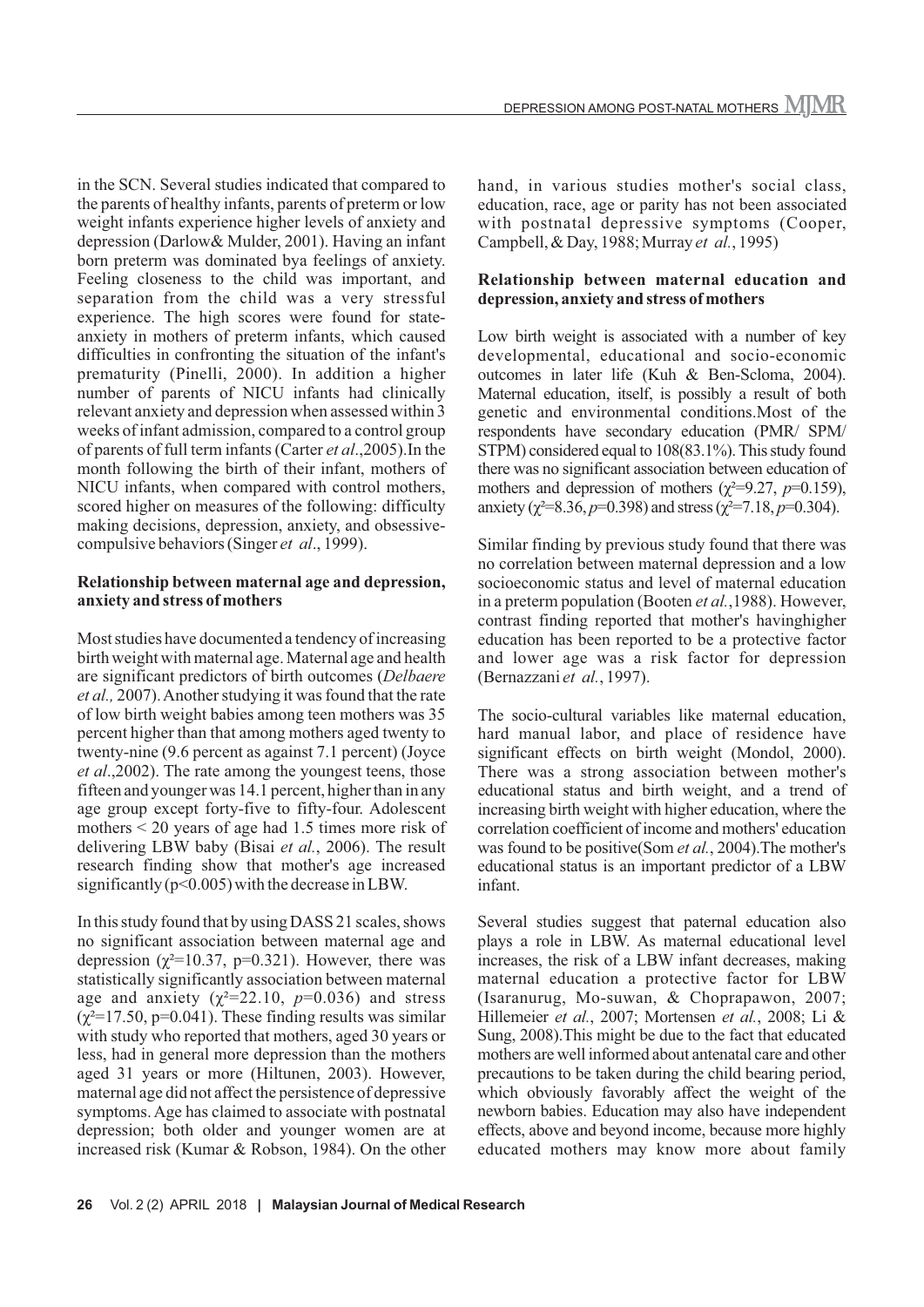in the SCN. Several studies indicated that compared to the parents of healthy infants, parents of preterm or low weight infants experience higher levels of anxiety and depression (Darlow& Mulder, 2001). Having an infant born preterm was dominated bya feelings of anxiety. Feeling closeness to the child was important, and separation from the child was a very stressful experience. The high scores were found for state-anxiety in mothers of preterm infants, which caused difficulties in confronting the situation of the infant's prematurity (Pinelli, 2000). In addition a higher number of parents of NICU infants had clinically relevant anxiety and depression when assessed within 3 weeks of infant admission, compared to a control group of parents of full term infants (Carter *et al*.,2005).In the month following the birth of their infant, mothers of NICU infants, when compared with control mothers, scored higher on measures of the following: difficulty making decisions, depression, anxiety, and obsessive-compulsive behaviors (Singer *et al*., 1999).

**Relationship between maternal age and depression, anxiety and stress of mothers**

Most studies have documented a tendency of increasing birth weight with maternal age. Maternal age and health are significant predictors of birth outcomes (*Delbaere et al.,* 2007). Another studying it was found that the rate of low birth weight babies among teen mothers was 35 percent higher than that among mothers aged twenty to twenty-nine (9.6 percent as against 7.1 percent) (Joyce *et al*.,2002). The rate among the youngest teens, those fifteen and younger was 14.1 percent, higher than in any age group except forty-five to fifty-four. Adolescent mothers < 20 years of age had 1.5 times more risk of delivering LBW baby (Bisai *et al.*, 2006). The result research finding show that mother's age increased significantly ($p<0.005$) with the decrease in LBW.

In this study found that by using DASS 21 scales, shows no significant association between maternal age and depression ($\chi^2=10.37$, $p=0.321$). However, there was statistically significantly association between maternal age and anxiety ($\chi^2=22.10$, $p=0.036$) and stress ($\chi^2=17.50$, $p=0.041$). These finding results was similar with study who reported that mothers, aged 30 years or less, had in general more depression than the mothers aged 31 years or more (Hiltunen, 2003). However, maternal age did not affect the persistence of depressive symptoms. Age has claimed to associate with postnatal depression; both older and younger women are at increased risk (Kumar & Robson, 1984). On the other hand, in various studies mother's social class, education, race, age or parity has not been associated with postnatal depressive symptoms (Cooper, Campbell, & Day, 1988; Murray *et al.*, 1995)

**Relationship between maternal education and depression, anxiety and stress of mothers**

Low birth weight is associated with a number of key developmental, educational and socio-economic outcomes in later life (Kuh & Ben-Scloma, 2004). Maternal education, itself, is possibly a result of both genetic and environmental conditions.Most of the respondents have secondary education (PMR/ SPM/ STPM) considered equal to 108(83.1%). This study found there was no significant association between education of mothers and depression of mothers ($\chi^2=9.27$, $p=0.159$), anxiety ($\chi^2=8.36$, $p=0.398$) and stress ($\chi^2=7.18$, $p=0.304$).

Similar finding by previous study found that there was no correlation between maternal depression and a low socioeconomic status and level of maternal education in a preterm population (Booten *et al.*,1988). However, contrast finding reported that mother's havinghigher education has been reported to be a protective factor and lower age was a risk factor for depression (Bernazzani *et al.*, 1997).

The socio-cultural variables like maternal education, hard manual labor, and place of residence have significant effects on birth weight (Mondol, 2000). There was a strong association between mother's educational status and birth weight, and a trend of increasing birth weight with higher education, where the correlation coefficient of income and mothers' education was found to be positive(Som *et al.*, 2004).The mother's educational status is an important predictor of a LBW infant.

Several studies suggest that paternal education also plays a role in LBW. As maternal educational level increases, the risk of a LBW infant decreases, making maternal education a protective factor for LBW (Isaranurug, Mo-suwan, & Choprapawon, 2007; Hillemeier *et al.*, 2007; Mortensen *et al.*, 2008; Li & Sung, 2008).This might be due to the fact that educated mothers are well informed about antenatal care and other precautions to be taken during the child bearing period, which obviously favorably affect the weight of the newborn babies. Education may also have independent effects, above and beyond income, because more highly educated mothers may know more about family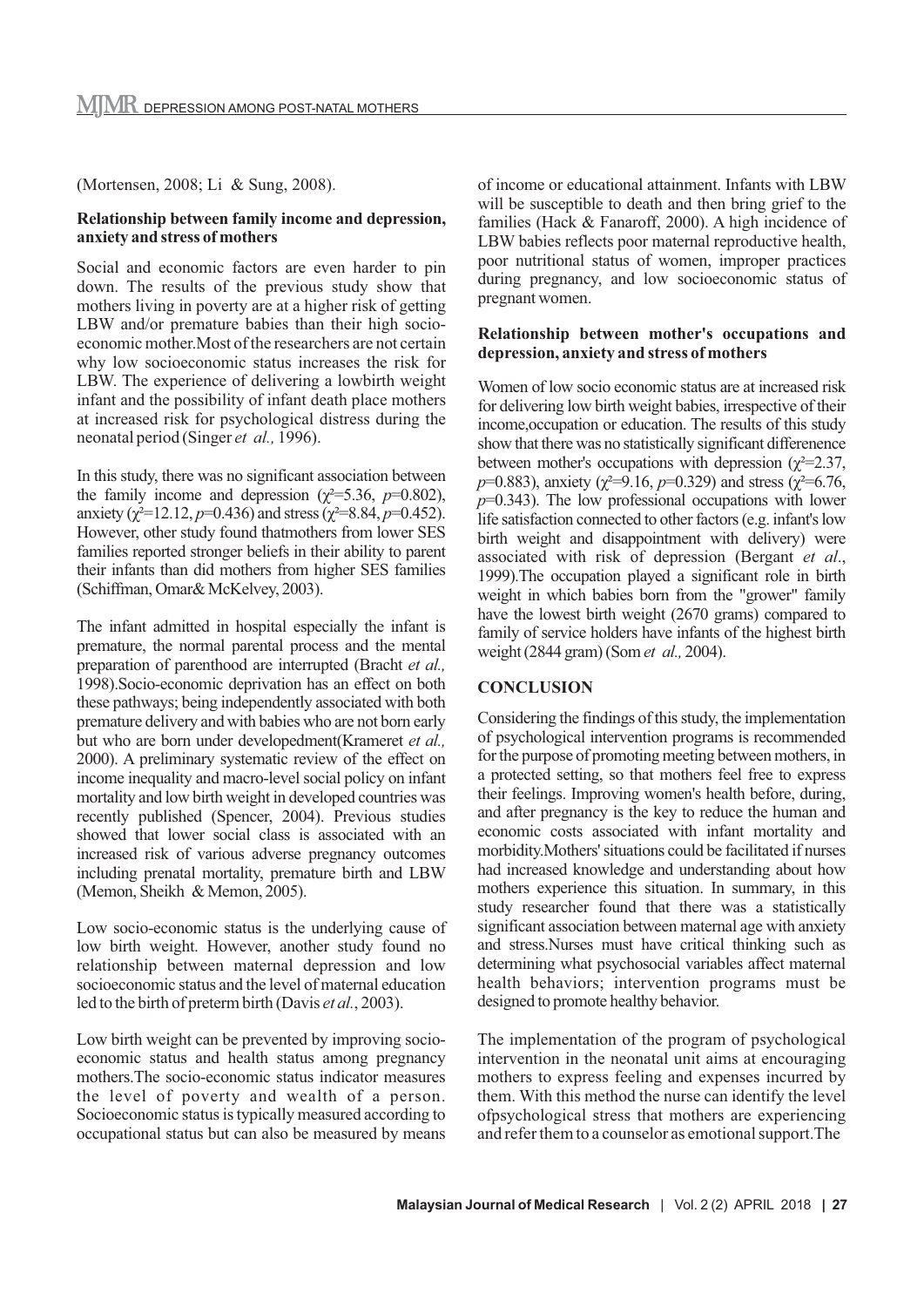(Mortensen, 2008; Li & Sung, 2008).

**Relationship between family income and depression, anxiety and stress of mothers**

Social and economic factors are even harder to pin down. The results of the previous study show that mothers living in poverty are at a higher risk of getting LBW and/or premature babies than their high socio-economic mother.Most of the researchers are not certain why low socioeconomic status increases the risk for LBW. The experience of delivering a lowbirth weight infant and the possibility of infant death place mothers at increased risk for psychological distress during the neonatal period (Singer *et al.,* 1996).

In this study, there was no significant association between the family income and depression ($\chi^2$=5.36, *p*=0.802), anxiety ($\chi^2$=12.12, *p*=0.436) and stress ($\chi^2$=8.84, *p*=0.452). However, other study found thatmothers from lower SES families reported stronger beliefs in their ability to parent their infants than did mothers from higher SES families (Schiffman, Omar& McKelvey, 2003).

The infant admitted in hospital especially the infant is premature, the normal parental process and the mental preparation of parenthood are interrupted (Bracht *et al.,* 1998).Socio-economic deprivation has an effect on both these pathways; being independently associated with both premature delivery and with babies who are not born early but who are born under developedment(Krameret *et al.,* 2000). A preliminary systematic review of the effect on income inequality and macro-level social policy on infant mortality and low birth weight in developed countries was recently published (Spencer, 2004). Previous studies showed that lower social class is associated with an increased risk of various adverse pregnancy outcomes including prenatal mortality, premature birth and LBW (Memon, Sheikh & Memon, 2005).

Low socio-economic status is the underlying cause of low birth weight. However, another study found no relationship between maternal depression and low socioeconomic status and the level of maternal education led to the birth of preterm birth (Davis *et al.*, 2003).

Low birth weight can be prevented by improving socio-economic status and health status among pregnancy mothers.The socio-economic status indicator measures the level of poverty and wealth of a person. Socioeconomic status is typically measured according to occupational status but can also be measured by means of income or educational attainment. Infants with LBW will be susceptible to death and then bring grief to the families (Hack & Fanaroff, 2000). A high incidence of LBW babies reflects poor maternal reproductive health, poor nutritional status of women, improper practices during pregnancy, and low socioeconomic status of pregnant women.

**Relationship between mother's occupations and depression, anxiety and stress of mothers**

Women of low socio economic status are at increased risk for delivering low birth weight babies, irrespective of their income,occupation or education. The results of this study show that there was no statistically significant differenence between mother's occupations with depression ($\chi^2$=2.37, *p*=0.883), anxiety ($\chi^2$=9.16, *p*=0.329) and stress ($\chi^2$=6.76, *p*=0.343). The low professional occupations with lower life satisfaction connected to other factors (e.g. infant's low birth weight and disappointment with delivery) were associated with risk of depression (Bergant *et al*., 1999).The occupation played a significant role in birth weight in which babies born from the "grower" family have the lowest birth weight (2670 grams) compared to family of service holders have infants of the highest birth weight (2844 gram) (Som *et al.,* 2004).

## CONCLUSION

Considering the findings of this study, the implementation of psychological intervention programs is recommended for the purpose of promoting meeting between mothers, in a protected setting, so that mothers feel free to express their feelings. Improving women's health before, during, and after pregnancy is the key to reduce the human and economic costs associated with infant mortality and morbidity.Mothers' situations could be facilitated if nurses had increased knowledge and understanding about how mothers experience this situation. In summary, in this study researcher found that there was a statistically significant association between maternal age with anxiety and stress.Nurses must have critical thinking such as determining what psychosocial variables affect maternal health behaviors; intervention programs must be designed to promote healthy behavior.

The implementation of the program of psychological intervention in the neonatal unit aims at encouraging mothers to express feeling and expenses incurred by them. With this method the nurse can identify the level ofpsychological stress that mothers are experiencing and refer them to a counselor as emotional support.The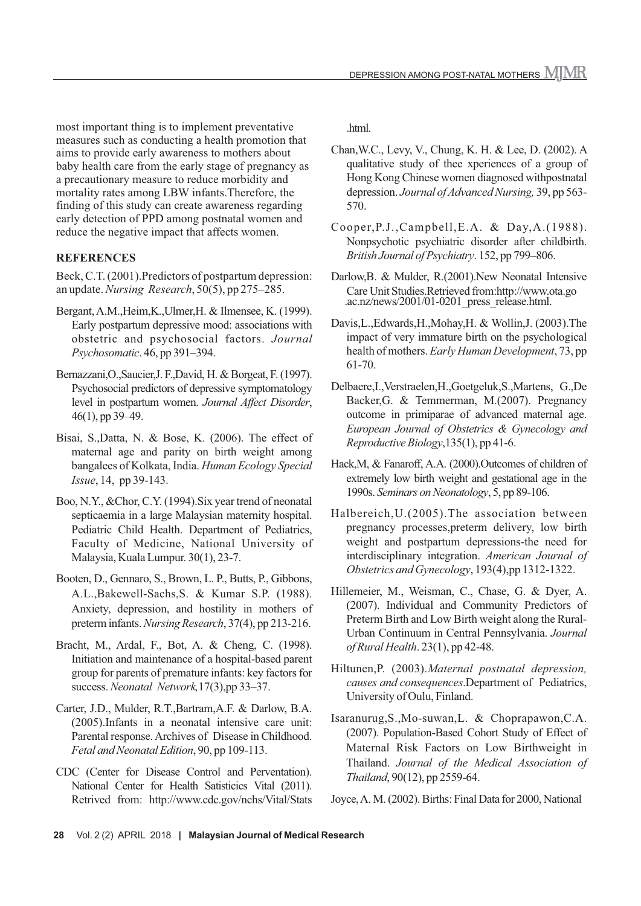most important thing is to implement preventative measures such as conducting a health promotion that aims to provide early awareness to mothers about baby health care from the early stage of pregnancy as a precautionary measure to reduce morbidity and mortality rates among LBW infants.Therefore, the finding of this study can create awareness regarding early detection of PPD among postnatal women and reduce the negative impact that affects women.

## REFERENCES

Beck, C.T. (2001).Predictors of postpartum depression: an update. *Nursing Research*, 50(5), pp 275–285.

Bergant, A.M.,Heim,K.,Ulmer,H. & Ilmensee, K. (1999). Early postpartum depressive mood: associations with obstetric and psychosocial factors. *Journal Psychosomatic*. 46, pp 391–394.

Bernazzani,O.,Saucier,J. F.,David, H. & Borgeat, F. (1997). Psychosocial predictors of depressive symptomatology level in postpartum women. *Journal Affect Disorder*, 46(1), pp 39–49.

Bisai, S.,Datta, N. & Bose, K. (2006). The effect of maternal age and parity on birth weight among bangalees of Kolkata, India. *Human Ecology Special Issue*, 14, pp 39-143.

Boo, N.Y., &Chor, C.Y. (1994).Six year trend of neonatal septicaemia in a large Malaysian maternity hospital. Pediatric Child Health. Department of Pediatrics, Faculty of Medicine, National University of Malaysia, Kuala Lumpur. 30(1), 23-7.

Booten, D., Gennaro, S., Brown, L. P., Butts, P., Gibbons, A.L.,Bakewell-Sachs,S. & Kumar S.P. (1988). Anxiety, depression, and hostility in mothers of preterm infants. *Nursing Research*, 37(4), pp 213-216.

Bracht, M., Ardal, F., Bot, A. & Cheng, C. (1998). Initiation and maintenance of a hospital-based parent group for parents of premature infants: key factors for success. *Neonatal Network,*17(3),pp 33–37.

Carter, J.D., Mulder, R.T.,Bartram,A.F. & Darlow, B.A. (2005).Infants in a neonatal intensive care unit: Parental response. Archives of Disease in Childhood. *Fetal and Neonatal Edition*, 90, pp 109-113.

CDC (Center for Disease Control and Perventation). National Center for Health Satisticics Vital (2011). Retrived from: http://www.cdc.gov/nchs/Vital/Stats .html.

Chan,W.C., Levy, V., Chung, K. H. & Lee, D. (2002). A qualitative study of thee xperiences of a group of Hong Kong Chinese women diagnosed withpostnatal depression. *Journal of Advanced Nursing,* 39, pp 563-570.

Cooper,P.J.,Campbell,E.A. & Day,A.(1988). Nonpsychotic psychiatric disorder after childbirth. *British Journal of Psychiatry*. 152, pp 799–806.

Darlow,B. & Mulder, R.(2001).New Neonatal Intensive Care Unit Studies.Retrieved from:http://www.ota.go .ac.nz/news/2001/01-0201_press_release.html.

Davis,L.,Edwards,H.,Mohay,H. & Wollin,J. (2003).The impact of very immature birth on the psychological health of mothers. *Early Human Development*, 73, pp 61-70.

Delbaere,I.,Verstraelen,H.,Goetgeluk,S.,Martens, G.,De Backer,G. & Temmerman, M.(2007). Pregnancy outcome in primiparae of advanced maternal age. *European Journal of Obstetrics & Gynecology and Reproductive Biology*,135(1), pp 41-6.

Hack,M, & Fanaroff, A.A. (2000).Outcomes of children of extremely low birth weight and gestational age in the 1990s. *Seminars on Neonatology*, 5, pp 89-106.

Halbereich,U.(2005).The association between pregnancy processes,preterm delivery, low birth weight and postpartum depressions-the need for interdisciplinary integration. *American Journal of Obstetrics and Gynecology*, 193(4),pp 1312-1322.

Hillemeier, M., Weisman, C., Chase, G. & Dyer, A. (2007). Individual and Community Predictors of Preterm Birth and Low Birth weight along the Rural-Urban Continuum in Central Pennsylvania. *Journal of Rural Health*. 23(1), pp 42-48.

Hiltunen,P. (2003).*Maternal postnatal depression, causes and consequences*.Department of Pediatrics, University of Oulu, Finland.

Isaranurug,S.,Mo-suwan,L. & Choprapawon,C.A. (2007). Population-Based Cohort Study of Effect of Maternal Risk Factors on Low Birthweight in Thailand. *Journal of the Medical Association of Thailand*, 90(12), pp 2559-64.

Joyce, A. M. (2002). Births: Final Data for 2000, National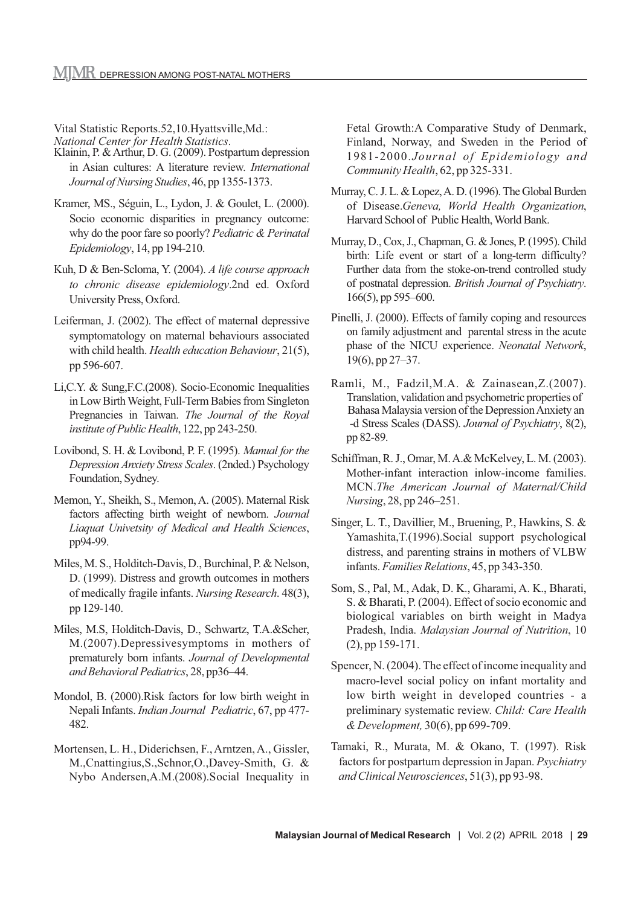Vital Statistic Reports.52,10.Hyattsville,Md.: *National Center for Health Statistics*.

Klainin, P. & Arthur, D. G. (2009). Postpartum depression in Asian cultures: A literature review. *International Journal of Nursing Studies*, 46, pp 1355-1373.

Kramer, MS., Séguin, L., Lydon, J. & Goulet, L. (2000). Socio economic disparities in pregnancy outcome: why do the poor fare so poorly? *Pediatric & Perinatal Epidemiology*, 14, pp 194-210.

Kuh, D & Ben-Scloma, Y. (2004). *A life course approach to chronic disease epidemiology*.2nd ed. Oxford University Press, Oxford.

Leiferman, J. (2002). The effect of maternal depressive symptomatology on maternal behaviours associated with child health. *Health education Behaviour*, 21(5), pp 596-607.

Li,C.Y. & Sung,F.C.(2008). Socio-Economic Inequalities in Low Birth Weight, Full-Term Babies from Singleton Pregnancies in Taiwan. *The Journal of the Royal institute of Public Health*, 122, pp 243-250.

Lovibond, S. H. & Lovibond, P. F. (1995). *Manual for the Depression Anxiety Stress Scales*. (2nded.) Psychology Foundation, Sydney.

Memon, Y., Sheikh, S., Memon, A. (2005). Maternal Risk factors affecting birth weight of newborn. *Journal Liaquat Univetsity of Medical and Health Sciences*, pp94-99.

Miles, M. S., Holditch-Davis, D., Burchinal, P. & Nelson, D. (1999). Distress and growth outcomes in mothers of medically fragile infants. *Nursing Research*. 48(3), pp 129-140.

Miles, M.S, Holditch-Davis, D., Schwartz, T.A.&Scher, M.(2007).Depressivesymptoms in mothers of prematurely born infants. *Journal of Developmental and Behavioral Pediatrics*, 28, pp36–44.

Mondol, B. (2000).Risk factors for low birth weight in Nepali Infants. *Indian Journal Pediatric*, 67, pp 477-482.

Mortensen, L. H., Diderichsen, F., Arntzen, A., Gissler, M.,Cnattingius,S.,Schnor,O.,Davey-Smith, G. & Nybo Andersen,A.M.(2008).Social Inequality in Fetal Growth:A Comparative Study of Denmark, Finland, Norway, and Sweden in the Period of 1981-2000.*Journal of Epidemiology and Community Health*, 62, pp 325-331.

Murray, C. J. L. & Lopez, A. D. (1996). The Global Burden of Disease.*Geneva, World Health Organization*, Harvard School of Public Health, World Bank.

Murray, D., Cox, J., Chapman, G. & Jones, P. (1995). Child birth: Life event or start of a long-term difficulty? Further data from the stoke-on-trend controlled study of postnatal depression. *British Journal of Psychiatry*. 166(5), pp 595–600.

Pinelli, J. (2000). Effects of family coping and resources on family adjustment and parental stress in the acute phase of the NICU experience. *Neonatal Network*, 19(6), pp 27–37.

Ramli, M., Fadzil,M.A. & Zainasean,Z.(2007). Translation, validation and psychometric properties of Bahasa Malaysia version of the Depression Anxiety an -d Stress Scales (DASS). *Journal of Psychiatry*, 8(2), pp 82-89.

Schiffman, R. J., Omar, M. A.& McKelvey, L. M. (2003). Mother-infant interaction inlow-income families. MCN.*The American Journal of Maternal/Child Nursing*, 28, pp 246–251.

Singer, L. T., Davillier, M., Bruening, P., Hawkins, S. & Yamashita,T.(1996).Social support psychological distress, and parenting strains in mothers of VLBW infants. *Families Relations*, 45, pp 343-350.

Som, S., Pal, M., Adak, D. K., Gharami, A. K., Bharati, S. & Bharati, P. (2004). Effect of socio economic and biological variables on birth weight in Madya Pradesh, India. *Malaysian Journal of Nutrition*, 10 (2), pp 159-171.

Spencer, N. (2004). The effect of income inequality and macro-level social policy on infant mortality and low birth weight in developed countries - a preliminary systematic review. *Child: Care Health & Development,* 30(6), pp 699-709.

Tamaki, R., Murata, M. & Okano, T. (1997). Risk factors for postpartum depression in Japan. *Psychiatry and Clinical Neurosciences*, 51(3), pp 93-98.